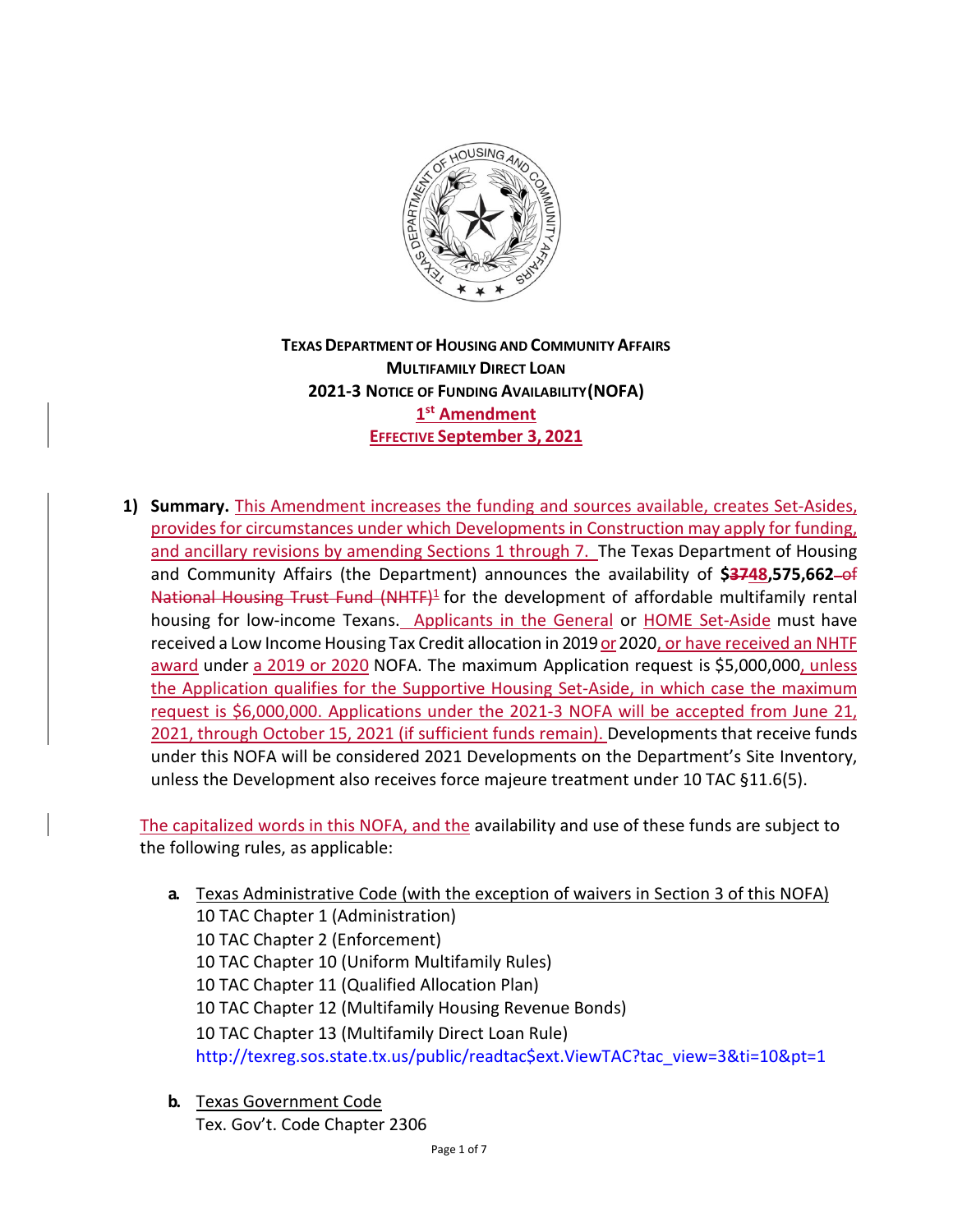**TEXAS DEPARTMENT OF HOUSING AND COMMUNITY AFFAIRS**
**MULTIFAMILY DIRECT LOAN**
**2021-3 NOTICE OF FUNDING AVAILABILITY (NOFA)**
**1st Amendment**
**EFFECTIVE September 3, 2021**

1) **Summary.** This Amendment increases the funding and sources available, creates Set-Asides, provides for circumstances under which Developments in Construction may apply for funding, and ancillary revisions by amending Sections 1 through 7. The Texas Department of Housing and Community Affairs (the Department) announces the availability of **$~~37~~48,575,662** ~~of National Housing Trust Fund (NHTF)[1]~~ for the development of affordable multifamily rental housing for low-income Texans. Applicants in the General or HOME Set-Aside must have received a Low Income Housing Tax Credit allocation in 2019 or 2020, or have received an NHTF award under a 2019 or 2020 NOFA. The maximum Application request is $5,000,000, unless the Application qualifies for the Supportive Housing Set-Aside, in which case the maximum request is $6,000,000. Applications under the 2021-3 NOFA will be accepted from June 21, 2021, through October 15, 2021 (if sufficient funds remain). Developments that receive funds under this NOFA will be considered 2021 Developments on the Department's Site Inventory, unless the Development also receives force majeure treatment under 10 TAC §11.6(5).

   The capitalized words in this NOFA, and the availability and use of these funds are subject to the following rules, as applicable:

   a. Texas Administrative Code (with the exception of waivers in Section 3 of this NOFA)
      10 TAC Chapter 1 (Administration)
      10 TAC Chapter 2 (Enforcement)
      10 TAC Chapter 10 (Uniform Multifamily Rules)
      10 TAC Chapter 11 (Qualified Allocation Plan)
      10 TAC Chapter 12 (Multifamily Housing Revenue Bonds)
      10 TAC Chapter 13 (Multifamily Direct Loan Rule)
      http://texreg.sos.state.tx.us/public/readtac$ext.ViewTAC?tac_view=3&ti=10&pt=1

   b. Texas Government Code
      Tex. Gov't. Code Chapter 2306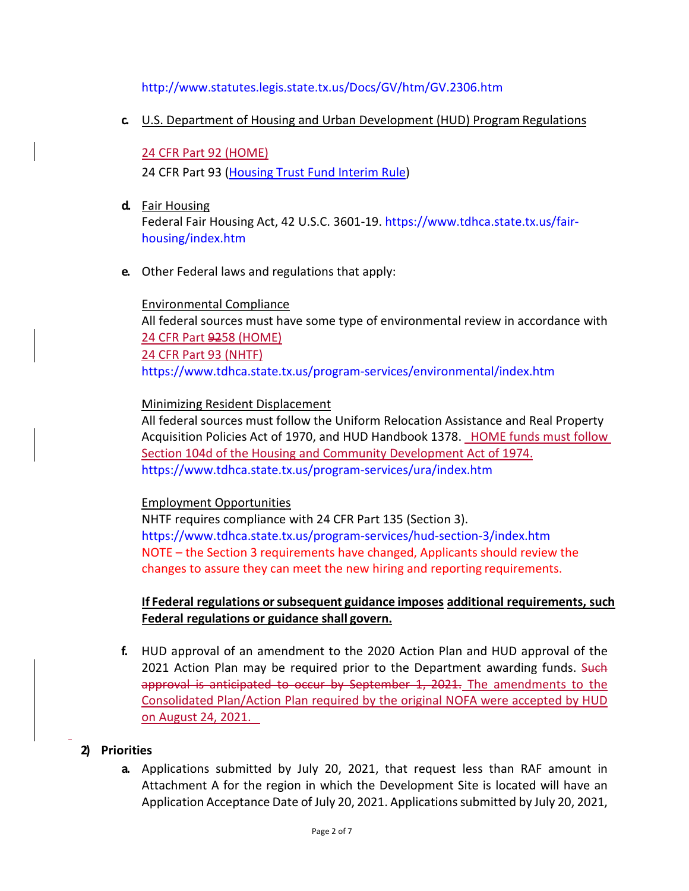http://www.statutes.legis.state.tx.us/Docs/GV/htm/GV.2306.htm

**c.** U.S. Department of Housing and Urban Development (HUD) Program Regulations

24 CFR Part 92 (HOME)

24 CFR Part 93 (Housing Trust Fund Interim Rule)

**d.** Fair Housing

Federal Fair Housing Act, 42 U.S.C. 3601-19. https://www.tdhca.state.tx.us/fair-housing/index.htm

**e.** Other Federal laws and regulations that apply:

Environmental Compliance

All federal sources must have some type of environmental review in accordance with

24 CFR Part ~~92~~58 (HOME)

24 CFR Part 93 (NHTF)

https://www.tdhca.state.tx.us/program-services/environmental/index.htm

Minimizing Resident Displacement

All federal sources must follow the Uniform Relocation Assistance and Real Property Acquisition Policies Act of 1970, and HUD Handbook 1378. HOME funds must follow Section 104d of the Housing and Community Development Act of 1974. https://www.tdhca.state.tx.us/program-services/ura/index.htm

Employment Opportunities

NHTF requires compliance with 24 CFR Part 135 (Section 3). https://www.tdhca.state.tx.us/program-services/hud-section-3/index.htm

NOTE – the Section 3 requirements have changed, Applicants should review the changes to assure they can meet the new hiring and reporting requirements.

**If Federal regulations or subsequent guidance imposes additional requirements, such Federal regulations or guidance shall govern.**

**f.** HUD approval of an amendment to the 2020 Action Plan and HUD approval of the 2021 Action Plan may be required prior to the Department awarding funds. ~~Such approval is anticipated to occur by September 1, 2021.~~ The amendments to the Consolidated Plan/Action Plan required by the original NOFA were accepted by HUD on August 24, 2021.

## 2) Priorities

**a.** Applications submitted by July 20, 2021, that request less than RAF amount in Attachment A for the region in which the Development Site is located will have an Application Acceptance Date of July 20, 2021. Applications submitted by July 20, 2021,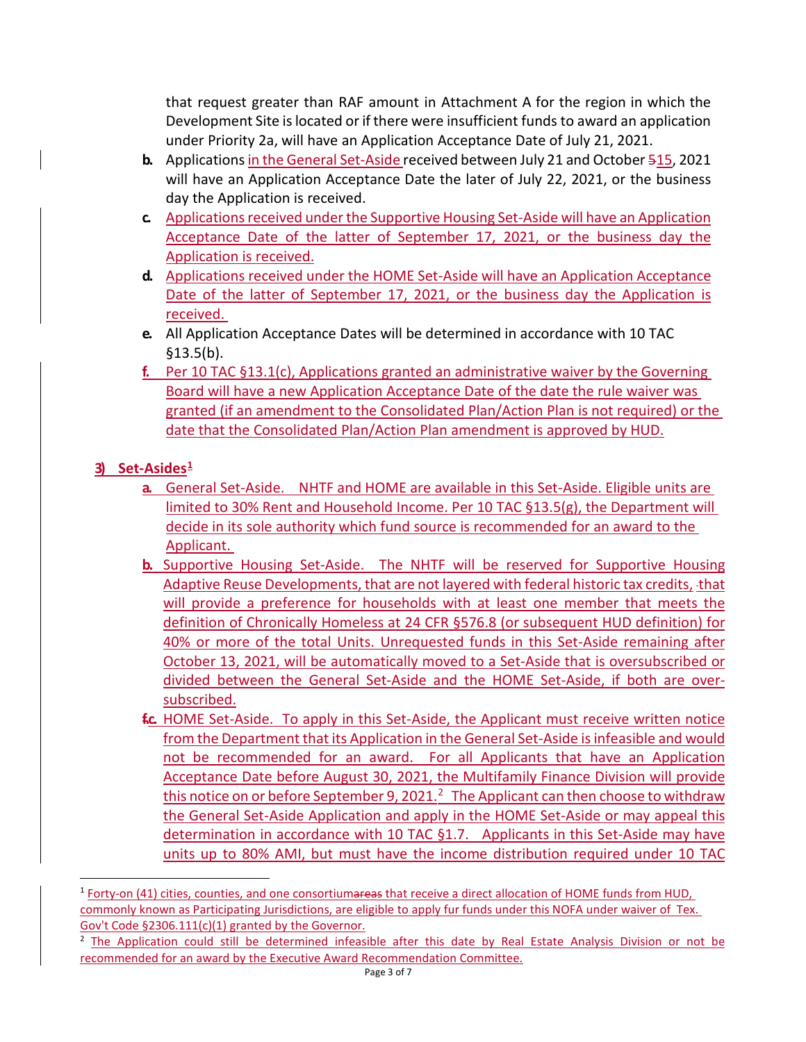that request greater than RAF amount in Attachment A for the region in which the Development Site is located or if there were insufficient funds to award an application under Priority 2a, will have an Application Acceptance Date of July 21, 2021.

- **b.** Applications in the General Set-Aside received between July 21 and October 515, 2021 will have an Application Acceptance Date the later of July 22, 2021, or the business day the Application is received.
- **c.** Applications received under the Supportive Housing Set-Aside will have an Application Acceptance Date of the latter of September 17, 2021, or the business day the Application is received.
- **d.** Applications received under the HOME Set-Aside will have an Application Acceptance Date of the latter of September 17, 2021, or the business day the Application is received.
- **e.** All Application Acceptance Dates will be determined in accordance with 10 TAC §13.5(b).
- **f.** Per 10 TAC §13.1(c), Applications granted an administrative waiver by the Governing Board will have a new Application Acceptance Date of the date the rule waiver was granted (if an amendment to the Consolidated Plan/Action Plan is not required) or the date that the Consolidated Plan/Action Plan amendment is approved by HUD.

**3) Set-Asides[1]**

- **a.** General Set-Aside. NHTF and HOME are available in this Set-Aside. Eligible units are limited to 30% Rent and Household Income. Per 10 TAC §13.5(g), the Department will decide in its sole authority which fund source is recommended for an award to the Applicant.
- **b.** Supportive Housing Set-Aside. The NHTF will be reserved for Supportive Housing Adaptive Reuse Developments, that are not layered with federal historic tax credits, that will provide a preference for households with at least one member that meets the definition of Chronically Homeless at 24 CFR §576.8 (or subsequent HUD definition) for 40% or more of the total Units. Unrequested funds in this Set-Aside remaining after October 13, 2021, will be automatically moved to a Set-Aside that is oversubscribed or divided between the General Set-Aside and the HOME Set-Aside, if both are oversubscribed.
- **f.c.** HOME Set-Aside. To apply in this Set-Aside, the Applicant must receive written notice from the Department that its Application in the General Set-Aside is infeasible and would not be recommended for an award. For all Applicants that have an Application Acceptance Date before August 30, 2021, the Multifamily Finance Division will provide this notice on or before September 9, 2021.[2] The Applicant can then choose to withdraw the General Set-Aside Application and apply in the HOME Set-Aside or may appeal this determination in accordance with 10 TAC §1.7. Applicants in this Set-Aside may have units up to 80% AMI, but must have the income distribution required under 10 TAC

---

[1] Forty-on (41) cities, counties, and one consortiumareas that receive a direct allocation of HOME funds from HUD, commonly known as Participating Jurisdictions, are eligible to apply fur funds under this NOFA under waiver of Tex. Gov't Code §2306.111(c)(1) granted by the Governor.

[2] The Application could still be determined infeasible after this date by Real Estate Analysis Division or not be recommended for an award by the Executive Award Recommendation Committee.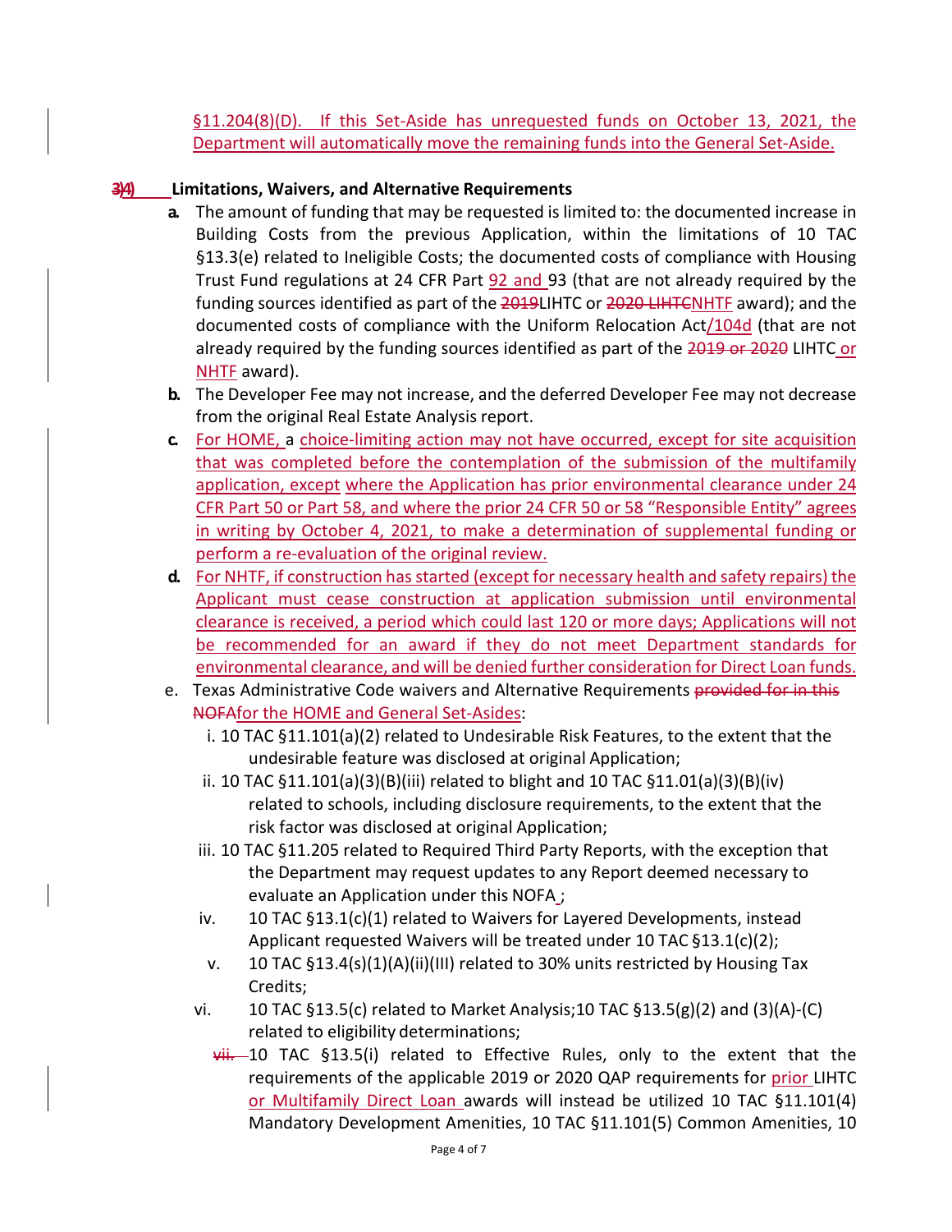§11.204(8)(D). If this Set-Aside has unrequested funds on October 13, 2021, the Department will automatically move the remaining funds into the General Set-Aside.

**3)4) Limitations, Waivers, and Alternative Requirements**

- **a.** The amount of funding that may be requested is limited to: the documented increase in Building Costs from the previous Application, within the limitations of 10 TAC §13.3(e) related to Ineligible Costs; the documented costs of compliance with Housing Trust Fund regulations at 24 CFR Part 92 and 93 (that are not already required by the funding sources identified as part of the 2019LIHTC or 2020 LIHTCNHTF award); and the documented costs of compliance with the Uniform Relocation Act/104d (that are not already required by the funding sources identified as part of the 2019 or 2020 LIHTC or NHTF award).
- **b.** The Developer Fee may not increase, and the deferred Developer Fee may not decrease from the original Real Estate Analysis report.
- **c.** For HOME, a choice-limiting action may not have occurred, except for site acquisition that was completed before the contemplation of the submission of the multifamily application, except where the Application has prior environmental clearance under 24 CFR Part 50 or Part 58, and where the prior 24 CFR 50 or 58 "Responsible Entity" agrees in writing by October 4, 2021, to make a determination of supplemental funding or perform a re-evaluation of the original review.
- **d.** For NHTF, if construction has started (except for necessary health and safety repairs) the Applicant must cease construction at application submission until environmental clearance is received, a period which could last 120 or more days; Applications will not be recommended for an award if they do not meet Department standards for environmental clearance, and will be denied further consideration for Direct Loan funds.
- e. Texas Administrative Code waivers and Alternative Requirements provided for in this NOFAfor the HOME and General Set-Asides:
  - i. 10 TAC §11.101(a)(2) related to Undesirable Risk Features, to the extent that the undesirable feature was disclosed at original Application;
  - ii. 10 TAC §11.101(a)(3)(B)(iii) related to blight and 10 TAC §11.01(a)(3)(B)(iv) related to schools, including disclosure requirements, to the extent that the risk factor was disclosed at original Application;
  - iii. 10 TAC §11.205 related to Required Third Party Reports, with the exception that the Department may request updates to any Report deemed necessary to evaluate an Application under this NOFA.;
  - iv. 10 TAC §13.1(c)(1) related to Waivers for Layered Developments, instead Applicant requested Waivers will be treated under 10 TAC §13.1(c)(2);
  - v. 10 TAC §13.4(s)(1)(A)(ii)(III) related to 30% units restricted by Housing Tax Credits;
  - vi. 10 TAC §13.5(c) related to Market Analysis;10 TAC §13.5(g)(2) and (3)(A)-(C) related to eligibility determinations;
  - vii. 10 TAC §13.5(i) related to Effective Rules, only to the extent that the requirements of the applicable 2019 or 2020 QAP requirements for prior LIHTC or Multifamily Direct Loan awards will instead be utilized 10 TAC §11.101(4) Mandatory Development Amenities, 10 TAC §11.101(5) Common Amenities, 10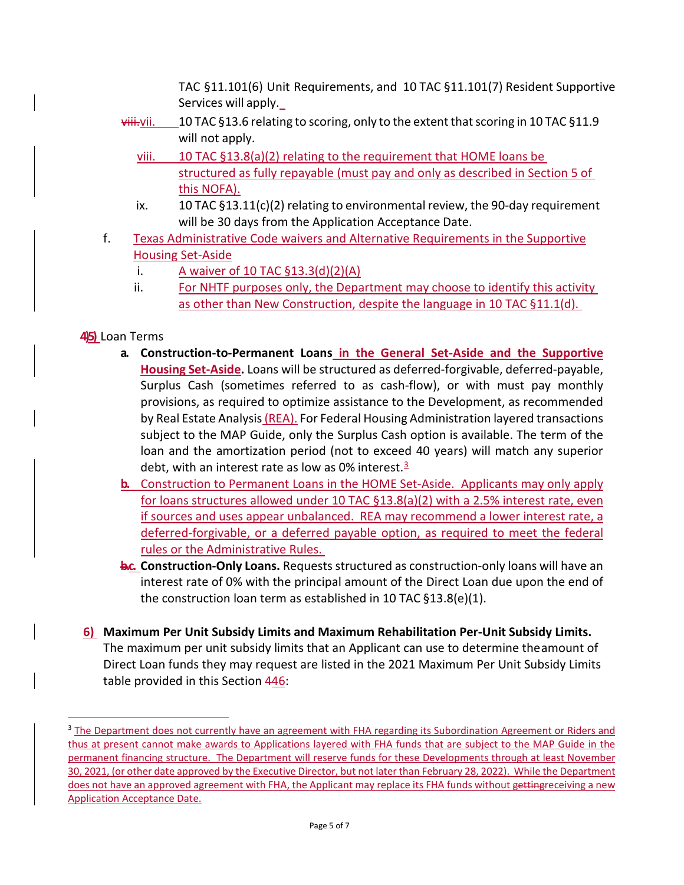TAC §11.101(6) Unit Requirements, and 10 TAC §11.101(7) Resident Supportive Services will apply.

viii.vii. 10 TAC §13.6 relating to scoring, only to the extent that scoring in 10 TAC §11.9 will not apply.

viii. 10 TAC §13.8(a)(2) relating to the requirement that HOME loans be structured as fully repayable (must pay and only as described in Section 5 of this NOFA).

ix. 10 TAC §13.11(c)(2) relating to environmental review, the 90-day requirement will be 30 days from the Application Acceptance Date.

f. Texas Administrative Code waivers and Alternative Requirements in the Supportive Housing Set-Aside

i. A waiver of 10 TAC §13.3(d)(2)(A)

ii. For NHTF purposes only, the Department may choose to identify this activity as other than New Construction, despite the language in 10 TAC §11.1(d).

4)5) Loan Terms

a. **Construction-to-Permanent Loans in the General Set-Aside and the Supportive Housing Set-Aside.** Loans will be structured as deferred-forgivable, deferred-payable, Surplus Cash (sometimes referred to as cash-flow), or with must pay monthly provisions, as required to optimize assistance to the Development, as recommended by Real Estate Analysis (REA). For Federal Housing Administration layered transactions subject to the MAP Guide, only the Surplus Cash option is available. The term of the loan and the amortization period (not to exceed 40 years) will match any superior debt, with an interest rate as low as 0% interest.[3]

b. Construction to Permanent Loans in the HOME Set-Aside. Applicants may only apply for loans structures allowed under 10 TAC §13.8(a)(2) with a 2.5% interest rate, even if sources and uses appear unbalanced. REA may recommend a lower interest rate, a deferred-forgivable, or a deferred payable option, as required to meet the federal rules or the Administrative Rules.

b.c. **Construction-Only Loans.** Requests structured as construction-only loans will have an interest rate of 0% with the principal amount of the Direct Loan due upon the end of the construction loan term as established in 10 TAC §13.8(e)(1).

6) **Maximum Per Unit Subsidy Limits and Maximum Rehabilitation Per-Unit Subsidy Limits.** The maximum per unit subsidy limits that an Applicant can use to determine theamount of Direct Loan funds they may request are listed in the 2021 Maximum Per Unit Subsidy Limits table provided in this Section 446:

---

[3] The Department does not currently have an agreement with FHA regarding its Subordination Agreement or Riders and thus at present cannot make awards to Applications layered with FHA funds that are subject to the MAP Guide in the permanent financing structure. The Department will reserve funds for these Developments through at least November 30, 2021, (or other date approved by the Executive Director, but not later than February 28, 2022). While the Department does not have an approved agreement with FHA, the Applicant may replace its FHA funds without gettingreceiving a new Application Acceptance Date.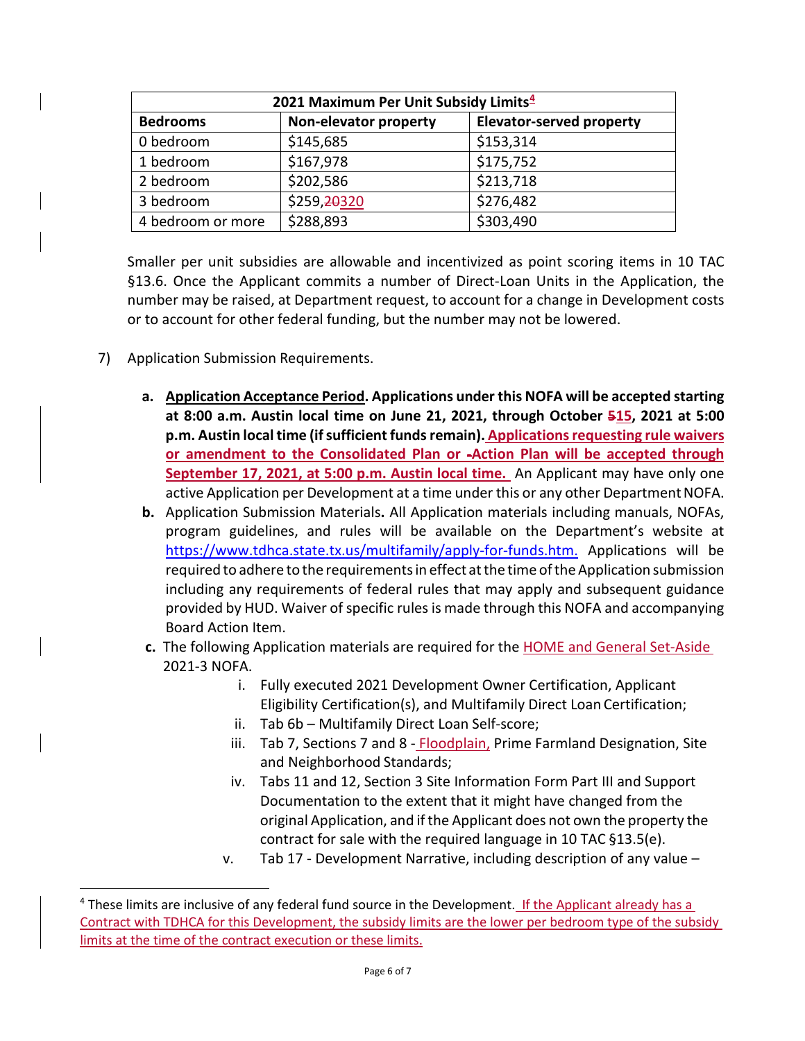| 2021 Maximum Per Unit Subsidy Limits[4] | | |
|---|---|---|
| **Bedrooms** | **Non-elevator property** | **Elevator-served property** |
| 0 bedroom | $145,685 | $153,314 |
| 1 bedroom | $167,978 | $175,752 |
| 2 bedroom | $202,586 | $213,718 |
| 3 bedroom | $259,~~20~~320 | $276,482 |
| 4 bedroom or more | $288,893 | $303,490 |

Smaller per unit subsidies are allowable and incentivized as point scoring items in 10 TAC §13.6. Once the Applicant commits a number of Direct-Loan Units in the Application, the number may be raised, at Department request, to account for a change in Development costs or to account for other federal funding, but the number may not be lowered.

7) Application Submission Requirements.

   a. **Application Acceptance Period. Applications under this NOFA will be accepted starting at 8:00 a.m. Austin local time on June 21, 2021, through October ~~5~~15, 2021 at 5:00 p.m. Austin local time (if sufficient funds remain). Applications requesting rule waivers or amendment to the Consolidated Plan or ~~-~~Action Plan will be accepted through September 17, 2021, at 5:00 p.m. Austin local time.** An Applicant may have only one active Application per Development at a time under this or any other Department NOFA.

   b. **Application Submission Materials.** All Application materials including manuals, NOFAs, program guidelines, and rules will be available on the Department's website at https://www.tdhca.state.tx.us/multifamily/apply-for-funds.htm. Applications will be required to adhere to the requirements in effect at the time of the Application submission including any requirements of federal rules that may apply and subsequent guidance provided by HUD. Waiver of specific rules is made through this NOFA and accompanying Board Action Item.

   c. The following Application materials are required for the HOME and General Set-Aside 2021-3 NOFA.

      i. Fully executed 2021 Development Owner Certification, Applicant Eligibility Certification(s), and Multifamily Direct Loan Certification;
      ii. Tab 6b – Multifamily Direct Loan Self-score;
      iii. Tab 7, Sections 7 and 8 - Floodplain, Prime Farmland Designation, Site and Neighborhood Standards;
      iv. Tabs 11 and 12, Section 3 Site Information Form Part III and Support Documentation to the extent that it might have changed from the original Application, and if the Applicant does not own the property the contract for sale with the required language in 10 TAC §13.5(e).
      v. Tab 17 - Development Narrative, including description of any value –

[4] These limits are inclusive of any federal fund source in the Development. If the Applicant already has a Contract with TDHCA for this Development, the subsidy limits are the lower per bedroom type of the subsidy limits at the time of the contract execution or these limits.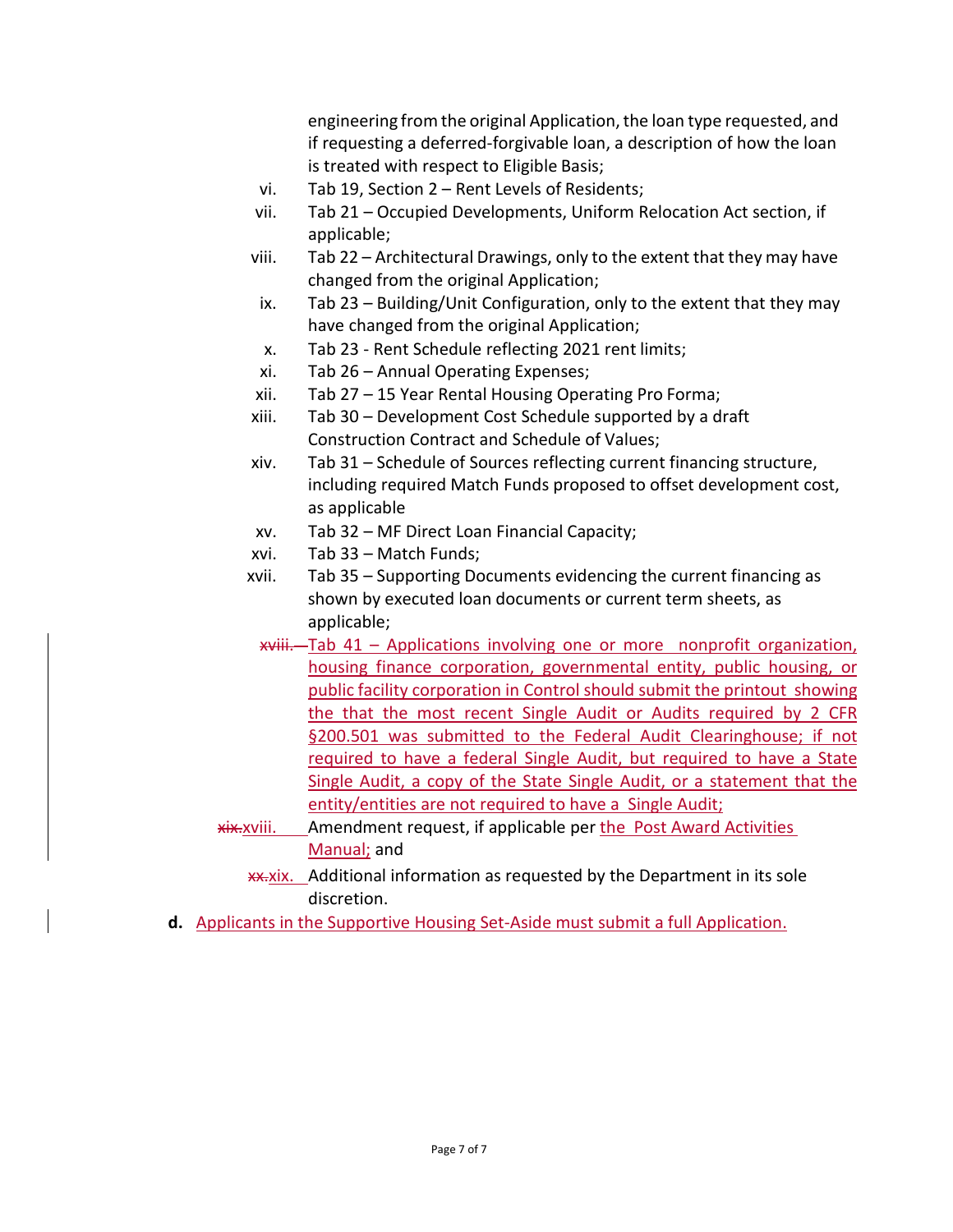engineering from the original Application, the loan type requested, and if requesting a deferred-forgivable loan, a description of how the loan is treated with respect to Eligible Basis;

vi. Tab 19, Section 2 – Rent Levels of Residents;

vii. Tab 21 – Occupied Developments, Uniform Relocation Act section, if applicable;

viii. Tab 22 – Architectural Drawings, only to the extent that they may have changed from the original Application;

ix. Tab 23 – Building/Unit Configuration, only to the extent that they may have changed from the original Application;

x. Tab 23 - Rent Schedule reflecting 2021 rent limits;

xi. Tab 26 – Annual Operating Expenses;

xii. Tab 27 – 15 Year Rental Housing Operating Pro Forma;

xiii. Tab 30 – Development Cost Schedule supported by a draft Construction Contract and Schedule of Values;

xiv. Tab 31 – Schedule of Sources reflecting current financing structure, including required Match Funds proposed to offset development cost, as applicable

xv. Tab 32 – MF Direct Loan Financial Capacity;

xvi. Tab 33 – Match Funds;

xvii. Tab 35 – Supporting Documents evidencing the current financing as shown by executed loan documents or current term sheets, as applicable;

~~xviii.~~ Tab 41 – Applications involving one or more nonprofit organization, housing finance corporation, governmental entity, public housing, or public facility corporation in Control should submit the printout showing the that the most recent Single Audit or Audits required by 2 CFR §200.501 was submitted to the Federal Audit Clearinghouse; if not required to have a federal Single Audit, but required to have a State Single Audit, a copy of the State Single Audit, or a statement that the entity/entities are not required to have a Single Audit;

~~xix.~~xviii. Amendment request, if applicable per the Post Award Activities Manual; and

~~xx.~~xix. Additional information as requested by the Department in its sole discretion.

**d.** Applicants in the Supportive Housing Set-Aside must submit a full Application.